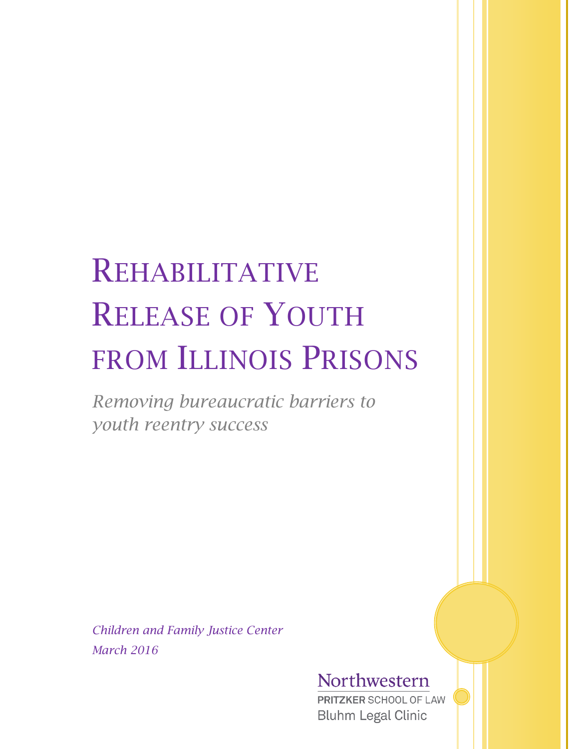# Rehabilitative Release of Youth from Illinois Prisons

*Removing bureaucratic barriers to youth reentry success*

*Children and Family Justice Center*
*March 2016*

Northwestern
PRITZKER SCHOOL OF LAW
Bluhm Legal Clinic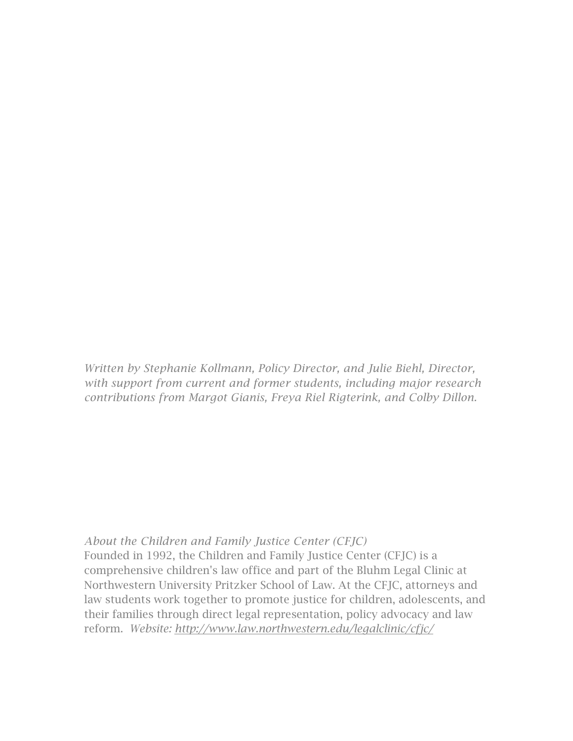*Written by Stephanie Kollmann, Policy Director, and Julie Biehl, Director, with support from current and former students, including major research contributions from Margot Gianis, Freya Riel Rigterink, and Colby Dillon.*

*About the Children and Family Justice Center (CFJC)*
Founded in 1992, the Children and Family Justice Center (CFJC) is a comprehensive children's law office and part of the Bluhm Legal Clinic at Northwestern University Pritzker School of Law. At the CFJC, attorneys and law students work together to promote justice for children, adolescents, and their families through direct legal representation, policy advocacy and law reform. *Website: http://www.law.northwestern.edu/legalclinic/cfjc/*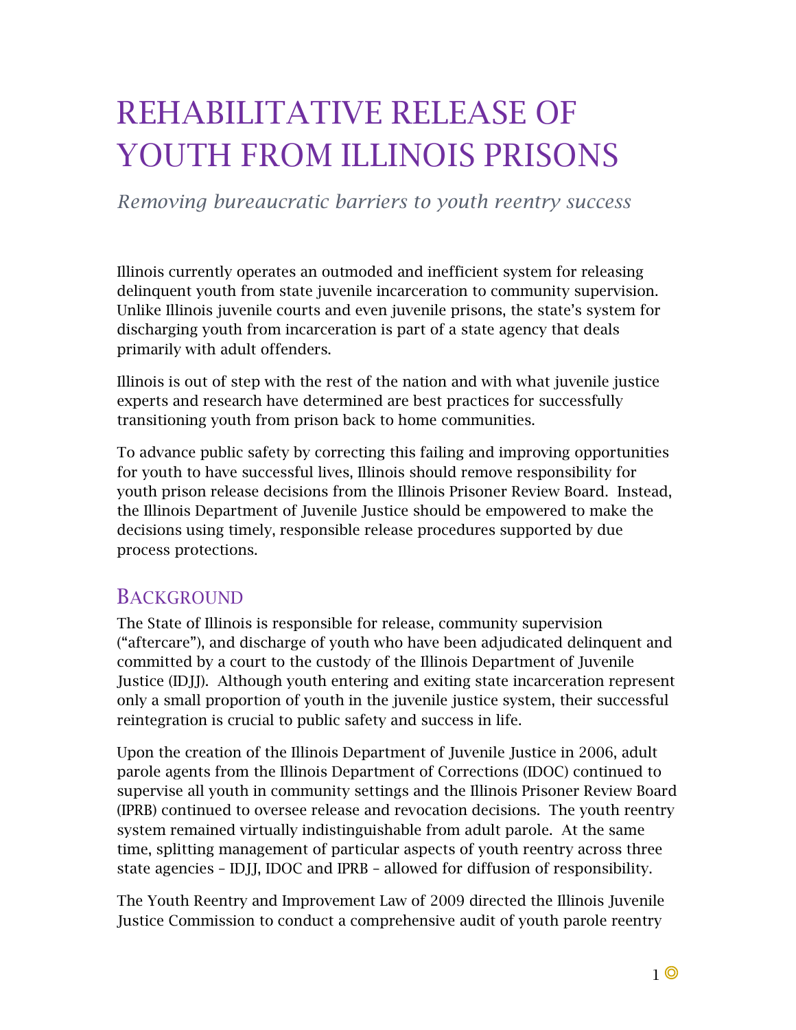# REHABILITATIVE RELEASE OF YOUTH FROM ILLINOIS PRISONS

*Removing bureaucratic barriers to youth reentry success*

Illinois currently operates an outmoded and inefficient system for releasing delinquent youth from state juvenile incarceration to community supervision. Unlike Illinois juvenile courts and even juvenile prisons, the state's system for discharging youth from incarceration is part of a state agency that deals primarily with adult offenders.

Illinois is out of step with the rest of the nation and with what juvenile justice experts and research have determined are best practices for successfully transitioning youth from prison back to home communities.

To advance public safety by correcting this failing and improving opportunities for youth to have successful lives, Illinois should remove responsibility for youth prison release decisions from the Illinois Prisoner Review Board. Instead, the Illinois Department of Juvenile Justice should be empowered to make the decisions using timely, responsible release procedures supported by due process protections.

## BACKGROUND

The State of Illinois is responsible for release, community supervision ("aftercare"), and discharge of youth who have been adjudicated delinquent and committed by a court to the custody of the Illinois Department of Juvenile Justice (IDJJ). Although youth entering and exiting state incarceration represent only a small proportion of youth in the juvenile justice system, their successful reintegration is crucial to public safety and success in life.

Upon the creation of the Illinois Department of Juvenile Justice in 2006, adult parole agents from the Illinois Department of Corrections (IDOC) continued to supervise all youth in community settings and the Illinois Prisoner Review Board (IPRB) continued to oversee release and revocation decisions. The youth reentry system remained virtually indistinguishable from adult parole. At the same time, splitting management of particular aspects of youth reentry across three state agencies – IDJJ, IDOC and IPRB – allowed for diffusion of responsibility.

The Youth Reentry and Improvement Law of 2009 directed the Illinois Juvenile Justice Commission to conduct a comprehensive audit of youth parole reentry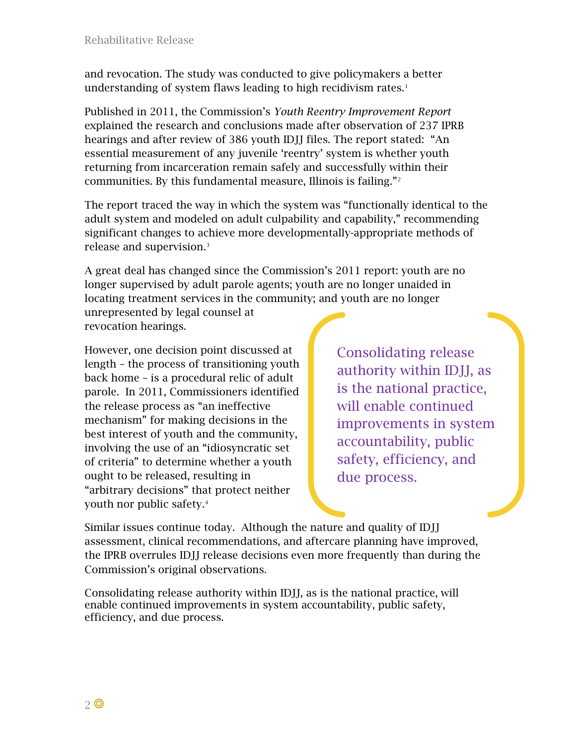and revocation. The study was conducted to give policymakers a better understanding of system flaws leading to high recidivism rates.[1]

Published in 2011, the Commission's *Youth Reentry Improvement Report* explained the research and conclusions made after observation of 237 IPRB hearings and after review of 386 youth IDJJ files. The report stated: "An essential measurement of any juvenile 'reentry' system is whether youth returning from incarceration remain safely and successfully within their communities. By this fundamental measure, Illinois is failing."[2]

The report traced the way in which the system was "functionally identical to the adult system and modeled on adult culpability and capability," recommending significant changes to achieve more developmentally-appropriate methods of release and supervision.[3]

A great deal has changed since the Commission's 2011 report: youth are no longer supervised by adult parole agents; youth are no longer unaided in locating treatment services in the community; and youth are no longer unrepresented by legal counsel at revocation hearings.

However, one decision point discussed at length – the process of transitioning youth back home – is a procedural relic of adult parole. In 2011, Commissioners identified the release process as "an ineffective mechanism" for making decisions in the best interest of youth and the community, involving the use of an "idiosyncratic set of criteria" to determine whether a youth ought to be released, resulting in "arbitrary decisions" that protect neither youth nor public safety.[4]

> Consolidating release authority within IDJJ, as is the national practice, will enable continued improvements in system accountability, public safety, efficiency, and due process.

Similar issues continue today. Although the nature and quality of IDJJ assessment, clinical recommendations, and aftercare planning have improved, the IPRB overrules IDJJ release decisions even more frequently than during the Commission's original observations.

Consolidating release authority within IDJJ, as is the national practice, will enable continued improvements in system accountability, public safety, efficiency, and due process.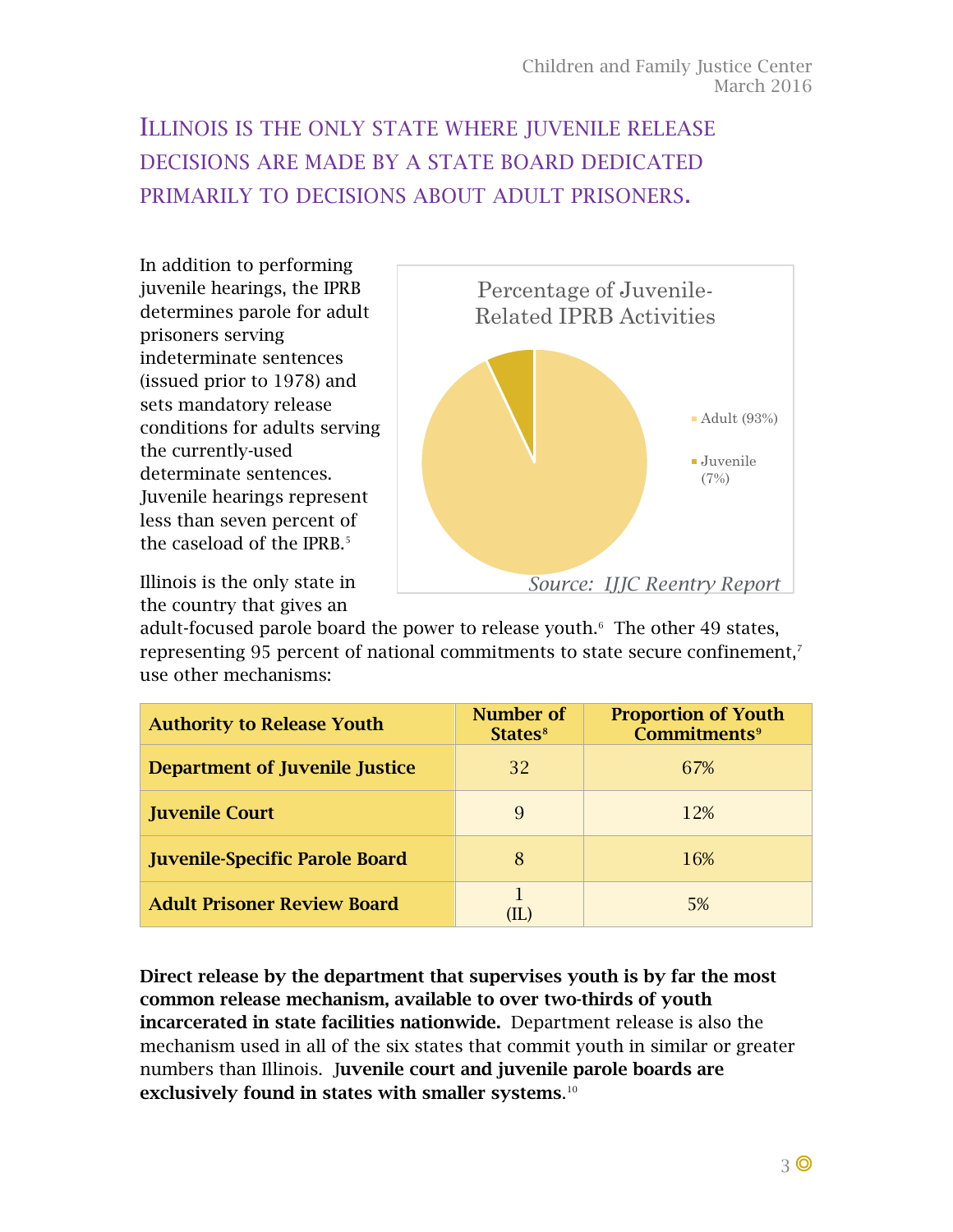## ILLINOIS IS THE ONLY STATE WHERE JUVENILE RELEASE DECISIONS ARE MADE BY A STATE BOARD DEDICATED PRIMARILY TO DECISIONS ABOUT ADULT PRISONERS.

In addition to performing juvenile hearings, the IPRB determines parole for adult prisoners serving indeterminate sentences (issued prior to 1978) and sets mandatory release conditions for adults serving the currently-used determinate sentences. Juvenile hearings represent less than seven percent of the caseload of the IPRB.[5]

Percentage of Juvenile-Related IPRB Activities

- Adult (93%)
- Juvenile (7%)

*Source: IJJC Reentry Report*

Illinois is the only state in the country that gives an adult-focused parole board the power to release youth.[6] The other 49 states, representing 95 percent of national commitments to state secure confinement,[7] use other mechanisms:

| Authority to Release Youth | Number of States[8] | Proportion of Youth Commitments[9] |
|---|---|---|
| Department of Juvenile Justice | 32 | 67% |
| Juvenile Court | 9 | 12% |
| Juvenile-Specific Parole Board | 8 | 16% |
| Adult Prisoner Review Board | 1 (IL) | 5% |

**Direct release by the department that supervises youth is by far the most common release mechanism, available to over two-thirds of youth incarcerated in state facilities nationwide.** Department release is also the mechanism used in all of the six states that commit youth in similar or greater numbers than Illinois. **Juvenile court and juvenile parole boards are exclusively found in states with smaller systems.**[10]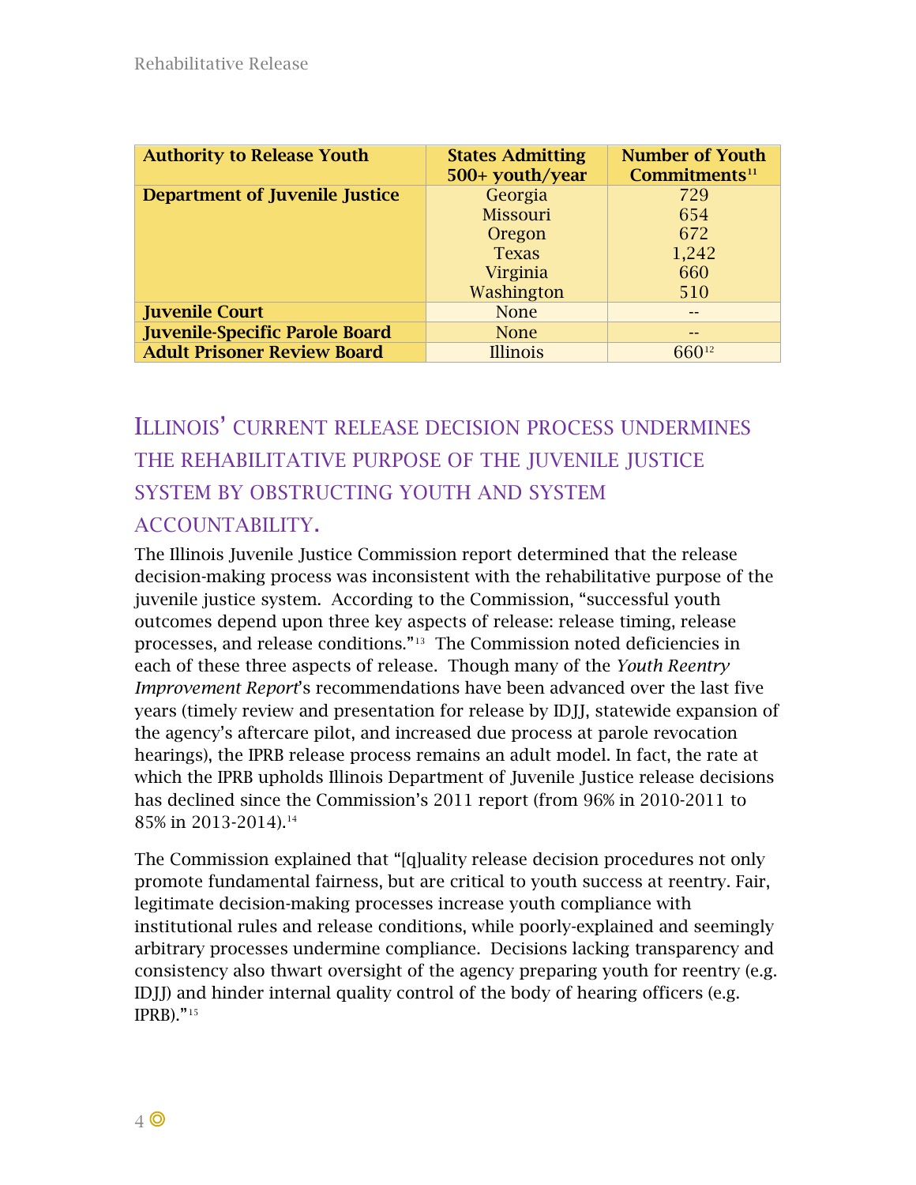| Authority to Release Youth | States Admitting 500+ youth/year | Number of Youth Commitments[11] |
|---|---|---|
| **Department of Juvenile Justice** | Georgia | 729 |
| | Missouri | 654 |
| | Oregon | 672 |
| | Texas | 1,242 |
| | Virginia | 660 |
| | Washington | 510 |
| **Juvenile Court** | None | -- |
| **Juvenile-Specific Parole Board** | None | -- |
| **Adult Prisoner Review Board** | Illinois | 660[12] |

## Illinois' current release decision process undermines the rehabilitative purpose of the juvenile justice system by obstructing youth and system accountability.

The Illinois Juvenile Justice Commission report determined that the release decision-making process was inconsistent with the rehabilitative purpose of the juvenile justice system. According to the Commission, "successful youth outcomes depend upon three key aspects of release: release timing, release processes, and release conditions."[13] The Commission noted deficiencies in each of these three aspects of release. Though many of the *Youth Reentry Improvement Report*'s recommendations have been advanced over the last five years (timely review and presentation for release by IDJJ, statewide expansion of the agency's aftercare pilot, and increased due process at parole revocation hearings), the IPRB release process remains an adult model. In fact, the rate at which the IPRB upholds Illinois Department of Juvenile Justice release decisions has declined since the Commission's 2011 report (from 96% in 2010-2011 to 85% in 2013-2014).[14]

The Commission explained that "[q]uality release decision procedures not only promote fundamental fairness, but are critical to youth success at reentry. Fair, legitimate decision-making processes increase youth compliance with institutional rules and release conditions, while poorly-explained and seemingly arbitrary processes undermine compliance. Decisions lacking transparency and consistency also thwart oversight of the agency preparing youth for reentry (e.g. IDJJ) and hinder internal quality control of the body of hearing officers (e.g. IPRB)."[15]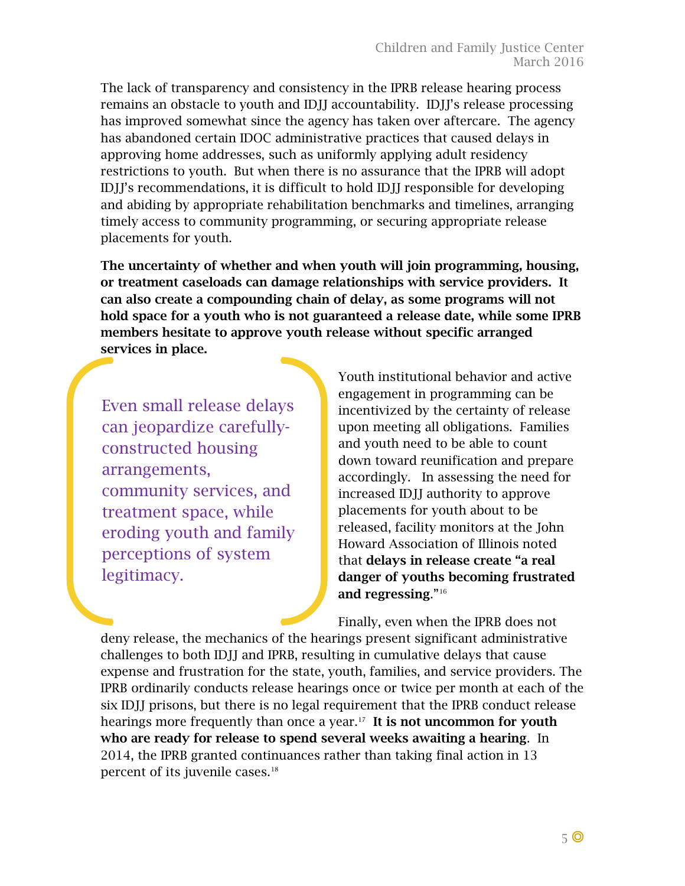The lack of transparency and consistency in the IPRB release hearing process remains an obstacle to youth and IDJJ accountability. IDJJ's release processing has improved somewhat since the agency has taken over aftercare. The agency has abandoned certain IDOC administrative practices that caused delays in approving home addresses, such as uniformly applying adult residency restrictions to youth. But when there is no assurance that the IPRB will adopt IDJJ's recommendations, it is difficult to hold IDJJ responsible for developing and abiding by appropriate rehabilitation benchmarks and timelines, arranging timely access to community programming, or securing appropriate release placements for youth.

**The uncertainty of whether and when youth will join programming, housing, or treatment caseloads can damage relationships with service providers. It can also create a compounding chain of delay, as some programs will not hold space for a youth who is not guaranteed a release date, while some IPRB members hesitate to approve youth release without specific arranged services in place.**

> Even small release delays can jeopardize carefully-constructed housing arrangements, community services, and treatment space, while eroding youth and family perceptions of system legitimacy.

Youth institutional behavior and active engagement in programming can be incentivized by the certainty of release upon meeting all obligations. Families and youth need to be able to count down toward reunification and prepare accordingly. In assessing the need for increased IDJJ authority to approve placements for youth about to be released, facility monitors at the John Howard Association of Illinois noted that **delays in release create "a real danger of youths becoming frustrated and regressing."**[16]

Finally, even when the IPRB does not deny release, the mechanics of the hearings present significant administrative challenges to both IDJJ and IPRB, resulting in cumulative delays that cause expense and frustration for the state, youth, families, and service providers. The IPRB ordinarily conducts release hearings once or twice per month at each of the six IDJJ prisons, but there is no legal requirement that the IPRB conduct release hearings more frequently than once a year.[17] **It is not uncommon for youth who are ready for release to spend several weeks awaiting a hearing**. In 2014, the IPRB granted continuances rather than taking final action in 13 percent of its juvenile cases.[18]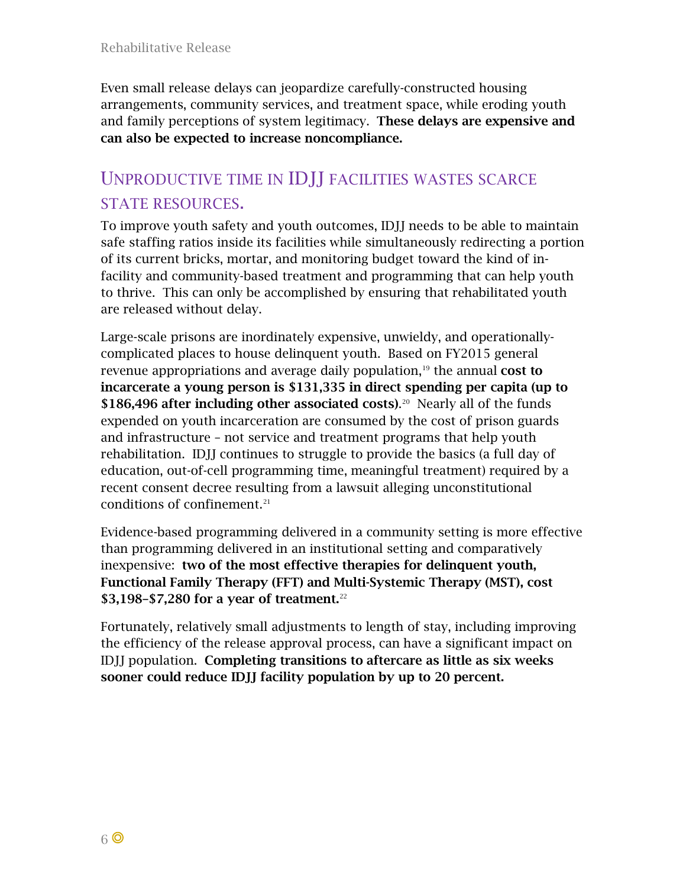Even small release delays can jeopardize carefully-constructed housing arrangements, community services, and treatment space, while eroding youth and family perceptions of system legitimacy. **These delays are expensive and can also be expected to increase noncompliance.**

## Unproductive time in IDJJ facilities wastes scarce state resources.

To improve youth safety and youth outcomes, IDJJ needs to be able to maintain safe staffing ratios inside its facilities while simultaneously redirecting a portion of its current bricks, mortar, and monitoring budget toward the kind of in-facility and community-based treatment and programming that can help youth to thrive. This can only be accomplished by ensuring that rehabilitated youth are released without delay.

Large-scale prisons are inordinately expensive, unwieldy, and operationally-complicated places to house delinquent youth. Based on FY2015 general revenue appropriations and average daily population,[19] the annual **cost to incarcerate a young person is $131,335 in direct spending per capita (up to $186,496 after including other associated costs).**[20] Nearly all of the funds expended on youth incarceration are consumed by the cost of prison guards and infrastructure – not service and treatment programs that help youth rehabilitation. IDJJ continues to struggle to provide the basics (a full day of education, out-of-cell programming time, meaningful treatment) required by a recent consent decree resulting from a lawsuit alleging unconstitutional conditions of confinement.[21]

Evidence-based programming delivered in a community setting is more effective than programming delivered in an institutional setting and comparatively inexpensive: **two of the most effective therapies for delinquent youth, Functional Family Therapy (FFT) and Multi-Systemic Therapy (MST), cost $3,198–$7,280 for a year of treatment.**[22]

Fortunately, relatively small adjustments to length of stay, including improving the efficiency of the release approval process, can have a significant impact on IDJJ population. **Completing transitions to aftercare as little as six weeks sooner could reduce IDJJ facility population by up to 20 percent.**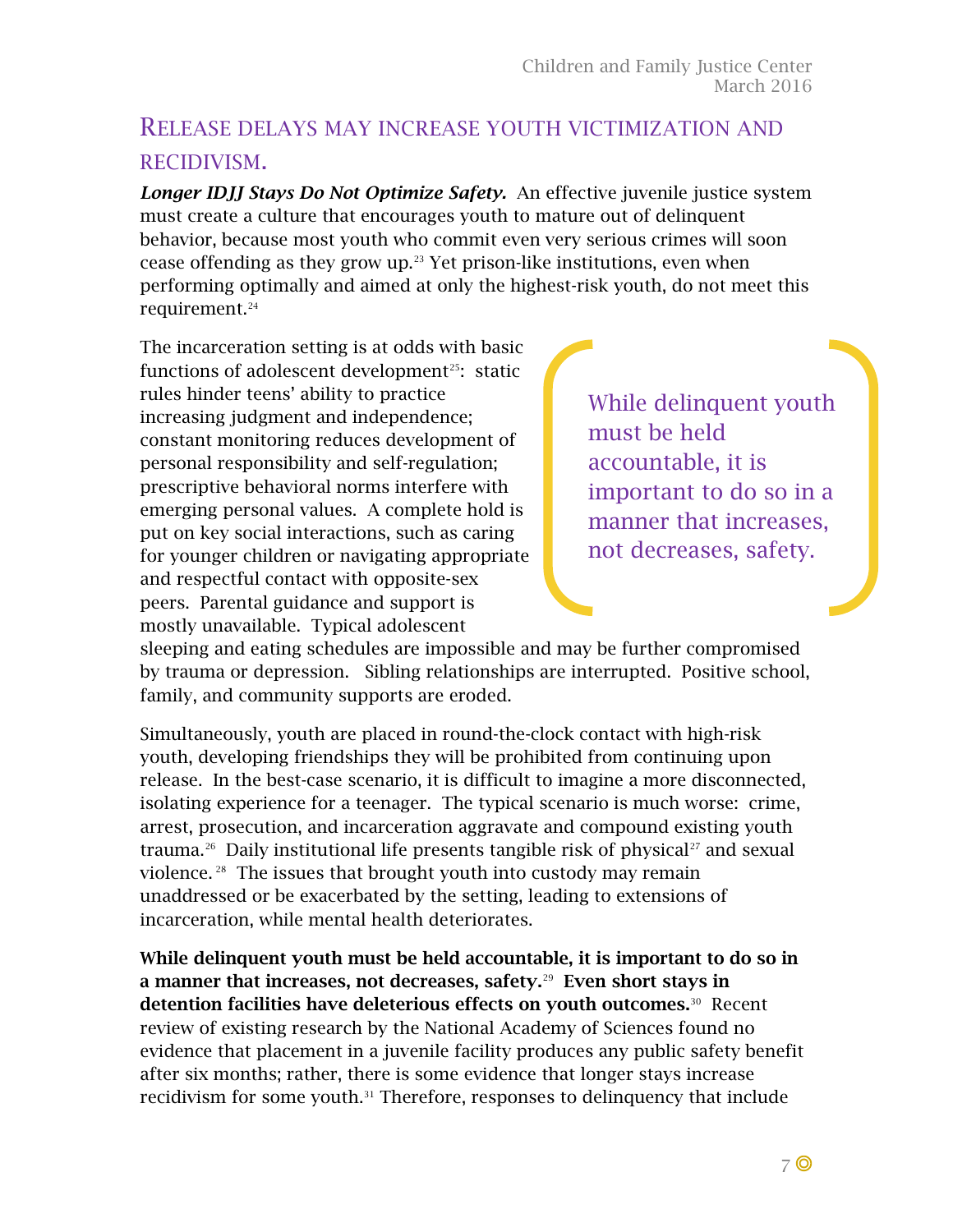## Release delays may increase youth victimization and recidivism.

***Longer IDJJ Stays Do Not Optimize Safety.*** An effective juvenile justice system must create a culture that encourages youth to mature out of delinquent behavior, because most youth who commit even very serious crimes will soon cease offending as they grow up.[23] Yet prison-like institutions, even when performing optimally and aimed at only the highest-risk youth, do not meet this requirement.[24]

The incarceration setting is at odds with basic functions of adolescent development[25]: static rules hinder teens' ability to practice increasing judgment and independence; constant monitoring reduces development of personal responsibility and self-regulation; prescriptive behavioral norms interfere with emerging personal values. A complete hold is put on key social interactions, such as caring for younger children or navigating appropriate and respectful contact with opposite-sex peers. Parental guidance and support is mostly unavailable. Typical adolescent sleeping and eating schedules are impossible and may be further compromised by trauma or depression. Sibling relationships are interrupted. Positive school, family, and community supports are eroded.

> While delinquent youth must be held accountable, it is important to do so in a manner that increases, not decreases, safety.

Simultaneously, youth are placed in round-the-clock contact with high-risk youth, developing friendships they will be prohibited from continuing upon release. In the best-case scenario, it is difficult to imagine a more disconnected, isolating experience for a teenager. The typical scenario is much worse: crime, arrest, prosecution, and incarceration aggravate and compound existing youth trauma.[26] Daily institutional life presents tangible risk of physical[27] and sexual violence.[28] The issues that brought youth into custody may remain unaddressed or be exacerbated by the setting, leading to extensions of incarceration, while mental health deteriorates.

**While delinquent youth must be held accountable, it is important to do so in a manner that increases, not decreases, safety.**[29] **Even short stays in detention facilities have deleterious effects on youth outcomes.**[30] Recent review of existing research by the National Academy of Sciences found no evidence that placement in a juvenile facility produces any public safety benefit after six months; rather, there is some evidence that longer stays increase recidivism for some youth.[31] Therefore, responses to delinquency that include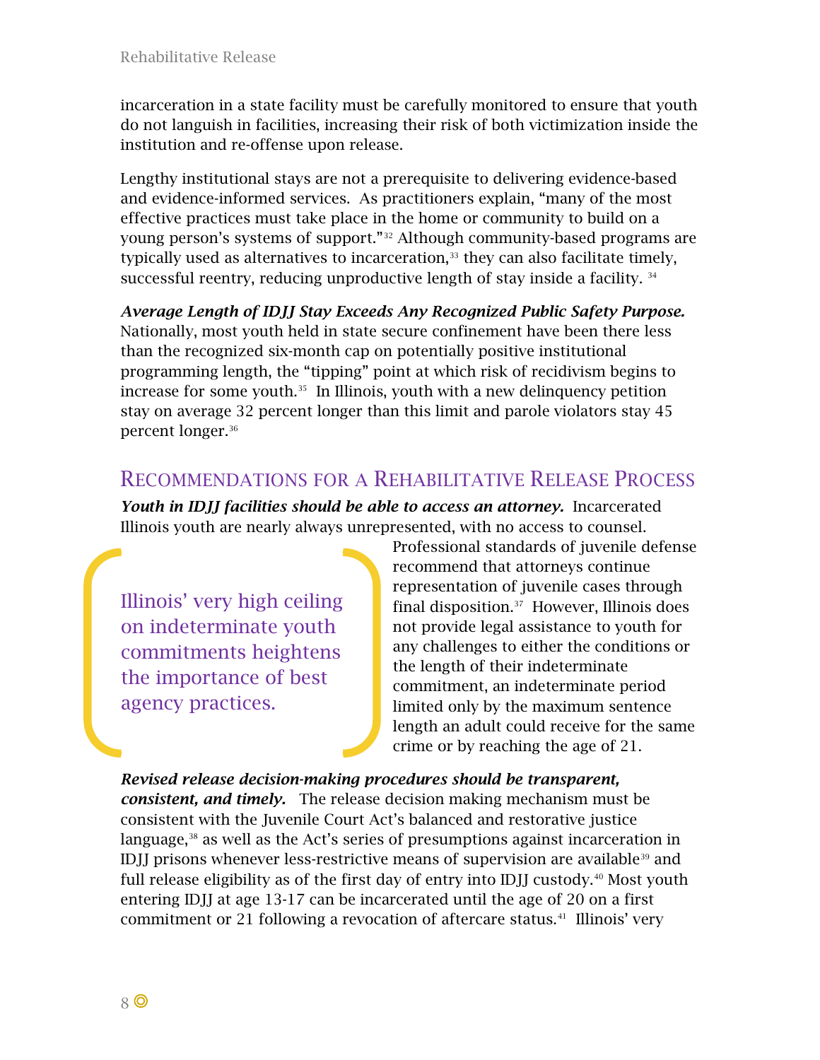incarceration in a state facility must be carefully monitored to ensure that youth do not languish in facilities, increasing their risk of both victimization inside the institution and re-offense upon release.

Lengthy institutional stays are not a prerequisite to delivering evidence-based and evidence-informed services. As practitioners explain, "many of the most effective practices must take place in the home or community to build on a young person's systems of support."[32] Although community-based programs are typically used as alternatives to incarceration,[33] they can also facilitate timely, successful reentry, reducing unproductive length of stay inside a facility.[34]

***Average Length of IDJJ Stay Exceeds Any Recognized Public Safety Purpose.*** Nationally, most youth held in state secure confinement have been there less than the recognized six-month cap on potentially positive institutional programming length, the "tipping" point at which risk of recidivism begins to increase for some youth.[35] In Illinois, youth with a new delinquency petition stay on average 32 percent longer than this limit and parole violators stay 45 percent longer.[36]

## Recommendations for a Rehabilitative Release Process

***Youth in IDJJ facilities should be able to access an attorney.*** Incarcerated Illinois youth are nearly always unrepresented, with no access to counsel. Professional standards of juvenile defense recommend that attorneys continue representation of juvenile cases through final disposition.[37] However, Illinois does not provide legal assistance to youth for any challenges to either the conditions or the length of their indeterminate commitment, an indeterminate period limited only by the maximum sentence length an adult could receive for the same crime or by reaching the age of 21.

> Illinois' very high ceiling on indeterminate youth commitments heightens the importance of best agency practices.

***Revised release decision-making procedures should be transparent, consistent, and timely.*** The release decision making mechanism must be consistent with the Juvenile Court Act's balanced and restorative justice language,[38] as well as the Act's series of presumptions against incarceration in IDJJ prisons whenever less-restrictive means of supervision are available[39] and full release eligibility as of the first day of entry into IDJJ custody.[40] Most youth entering IDJJ at age 13-17 can be incarcerated until the age of 20 on a first commitment or 21 following a revocation of aftercare status.[41] Illinois' very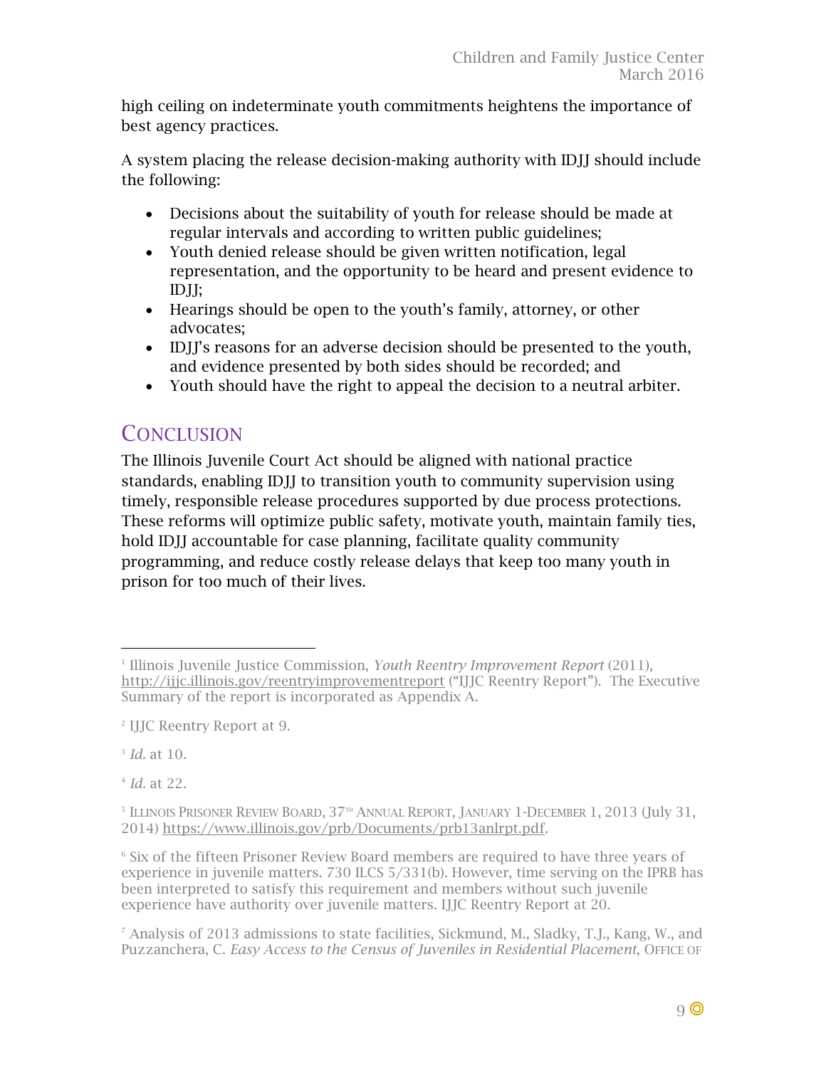high ceiling on indeterminate youth commitments heightens the importance of best agency practices.

A system placing the release decision-making authority with IDJJ should include the following:

- Decisions about the suitability of youth for release should be made at regular intervals and according to written public guidelines;
- Youth denied release should be given written notification, legal representation, and the opportunity to be heard and present evidence to IDJJ;
- Hearings should be open to the youth's family, attorney, or other advocates;
- IDJJ's reasons for an adverse decision should be presented to the youth, and evidence presented by both sides should be recorded; and
- Youth should have the right to appeal the decision to a neutral arbiter.

## Conclusion

The Illinois Juvenile Court Act should be aligned with national practice standards, enabling IDJJ to transition youth to community supervision using timely, responsible release procedures supported by due process protections. These reforms will optimize public safety, motivate youth, maintain family ties, hold IDJJ accountable for case planning, facilitate quality community programming, and reduce costly release delays that keep too many youth in prison for too much of their lives.

---

[1] Illinois Juvenile Justice Commission, *Youth Reentry Improvement Report* (2011), http://ijjc.illinois.gov/reentryimprovementreport ("IJJC Reentry Report"). The Executive Summary of the report is incorporated as Appendix A.

[2] IJJC Reentry Report at 9.

[3] *Id.* at 10.

[4] *Id.* at 22.

[5] Illinois Prisoner Review Board, 37th Annual Report, January 1-December 1, 2013 (July 31, 2014) https://www.illinois.gov/prb/Documents/prb13anlrpt.pdf.

[6] Six of the fifteen Prisoner Review Board members are required to have three years of experience in juvenile matters. 730 ILCS 5/331(b). However, time serving on the IPRB has been interpreted to satisfy this requirement and members without such juvenile experience have authority over juvenile matters. IJJC Reentry Report at 20.

[7] Analysis of 2013 admissions to state facilities, Sickmund, M., Sladky, T.J., Kang, W., and Puzzanchera, C. *Easy Access to the Census of Juveniles in Residential Placement*, Office of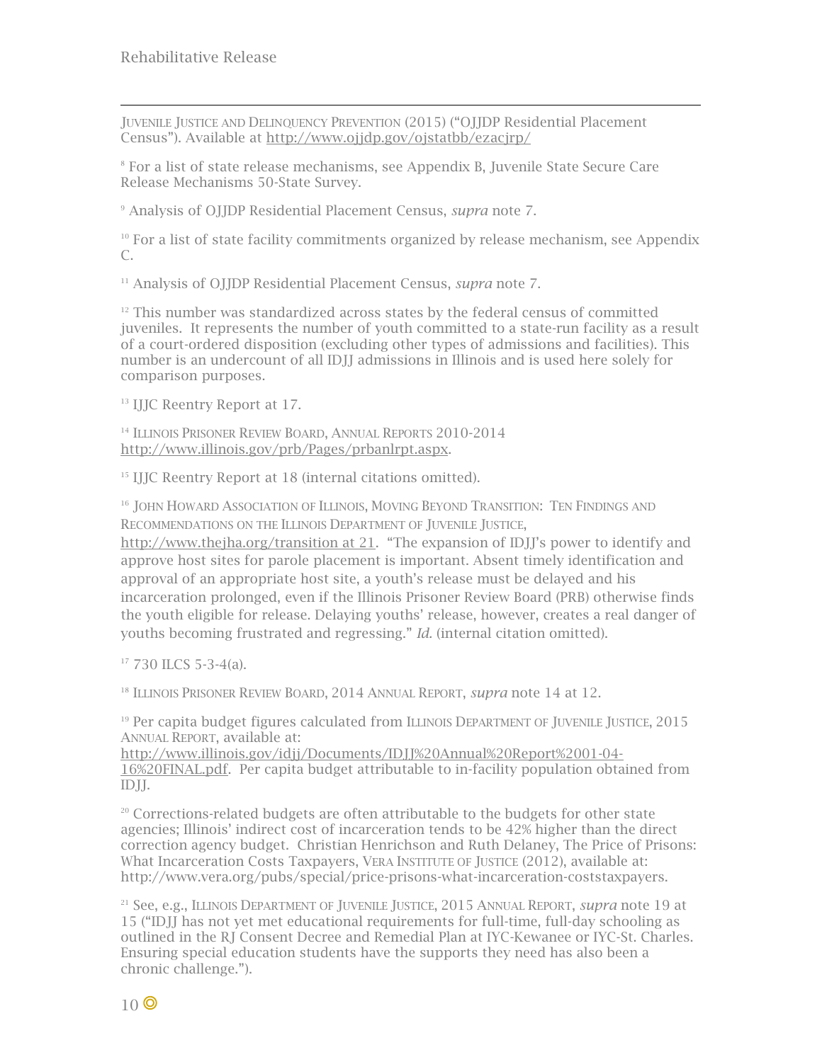JUVENILE JUSTICE AND DELINQUENCY PREVENTION (2015) ("OJJDP Residential Placement Census"). Available at http://www.ojjdp.gov/ojstatbb/ezacjrp/

[8] For a list of state release mechanisms, see Appendix B, Juvenile State Secure Care Release Mechanisms 50-State Survey.

[9] Analysis of OJJDP Residential Placement Census, *supra* note 7.

[10] For a list of state facility commitments organized by release mechanism, see Appendix C.

[11] Analysis of OJJDP Residential Placement Census, *supra* note 7.

[12] This number was standardized across states by the federal census of committed juveniles. It represents the number of youth committed to a state-run facility as a result of a court-ordered disposition (excluding other types of admissions and facilities). This number is an undercount of all IDJJ admissions in Illinois and is used here solely for comparison purposes.

[13] IJJC Reentry Report at 17.

[14] ILLINOIS PRISONER REVIEW BOARD, ANNUAL REPORTS 2010-2014 http://www.illinois.gov/prb/Pages/prbanlrpt.aspx.

[15] IJJC Reentry Report at 18 (internal citations omitted).

[16] JOHN HOWARD ASSOCIATION OF ILLINOIS, MOVING BEYOND TRANSITION: TEN FINDINGS AND RECOMMENDATIONS ON THE ILLINOIS DEPARTMENT OF JUVENILE JUSTICE, http://www.thejha.org/transition at 21. "The expansion of IDJJ's power to identify and approve host sites for parole placement is important. Absent timely identification and approval of an appropriate host site, a youth's release must be delayed and his incarceration prolonged, even if the Illinois Prisoner Review Board (PRB) otherwise finds the youth eligible for release. Delaying youths' release, however, creates a real danger of youths becoming frustrated and regressing." *Id.* (internal citation omitted).

[17] 730 ILCS 5-3-4(a).

[18] ILLINOIS PRISONER REVIEW BOARD, 2014 ANNUAL REPORT, *supra* note 14 at 12.

[19] Per capita budget figures calculated from ILLINOIS DEPARTMENT OF JUVENILE JUSTICE, 2015 ANNUAL REPORT, available at: http://www.illinois.gov/idjj/Documents/IDJJ%20Annual%20Report%2001-04-16%20FINAL.pdf. Per capita budget attributable to in-facility population obtained from IDJJ.

[20] Corrections-related budgets are often attributable to the budgets for other state agencies; Illinois' indirect cost of incarceration tends to be 42% higher than the direct correction agency budget. Christian Henrichson and Ruth Delaney, The Price of Prisons: What Incarceration Costs Taxpayers, VERA INSTITUTE OF JUSTICE (2012), available at: http://www.vera.org/pubs/special/price-prisons-what-incarceration-coststaxpayers.

[21] See, e.g., ILLINOIS DEPARTMENT OF JUVENILE JUSTICE, 2015 ANNUAL REPORT, *supra* note 19 at 15 ("IDJJ has not yet met educational requirements for full-time, full-day schooling as outlined in the RJ Consent Decree and Remedial Plan at IYC-Kewanee or IYC-St. Charles. Ensuring special education students have the supports they need has also been a chronic challenge.").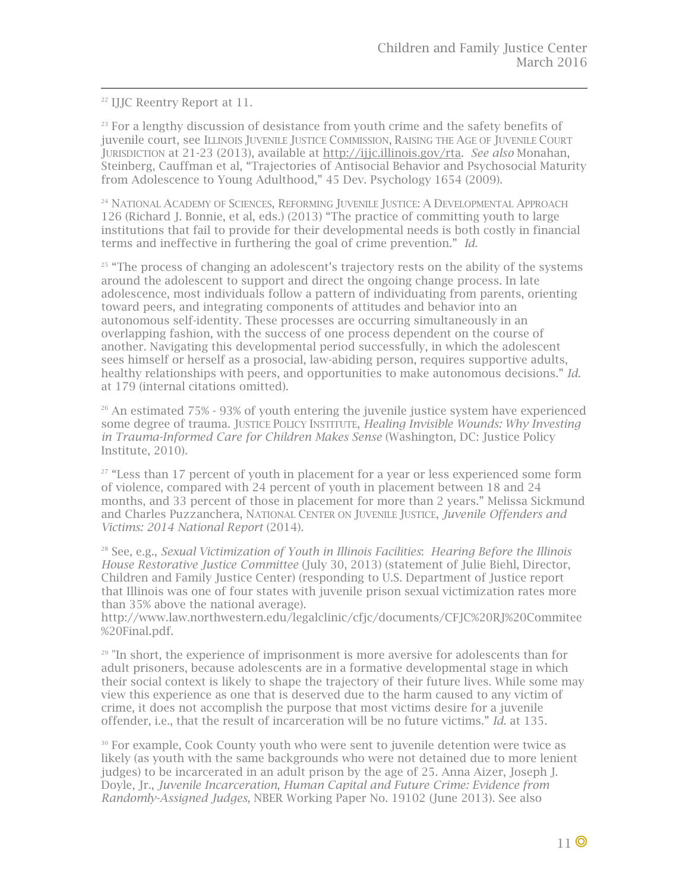[22] IJJC Reentry Report at 11.

[23] For a lengthy discussion of desistance from youth crime and the safety benefits of juvenile court, see ILLINOIS JUVENILE JUSTICE COMMISSION, RAISING THE AGE OF JUVENILE COURT JURISDICTION at 21-23 (2013), available at http://ijjc.illinois.gov/rta. *See also* Monahan, Steinberg, Cauffman et al, "Trajectories of Antisocial Behavior and Psychosocial Maturity from Adolescence to Young Adulthood," 45 Dev. Psychology 1654 (2009).

[24] NATIONAL ACADEMY OF SCIENCES, REFORMING JUVENILE JUSTICE: A DEVELOPMENTAL APPROACH 126 (Richard J. Bonnie, et al, eds.) (2013) "The practice of committing youth to large institutions that fail to provide for their developmental needs is both costly in financial terms and ineffective in furthering the goal of crime prevention." *Id.*

[25] "The process of changing an adolescent's trajectory rests on the ability of the systems around the adolescent to support and direct the ongoing change process. In late adolescence, most individuals follow a pattern of individuating from parents, orienting toward peers, and integrating components of attitudes and behavior into an autonomous self-identity. These processes are occurring simultaneously in an overlapping fashion, with the success of one process dependent on the course of another. Navigating this developmental period successfully, in which the adolescent sees himself or herself as a prosocial, law-abiding person, requires supportive adults, healthy relationships with peers, and opportunities to make autonomous decisions." *Id.* at 179 (internal citations omitted).

[26] An estimated 75% - 93% of youth entering the juvenile justice system have experienced some degree of trauma. JUSTICE POLICY INSTITUTE, *Healing Invisible Wounds: Why Investing in Trauma-Informed Care for Children Makes Sense* (Washington, DC: Justice Policy Institute, 2010).

[27] "Less than 17 percent of youth in placement for a year or less experienced some form of violence, compared with 24 percent of youth in placement between 18 and 24 months, and 33 percent of those in placement for more than 2 years." Melissa Sickmund and Charles Puzzanchera, NATIONAL CENTER ON JUVENILE JUSTICE, *Juvenile Offenders and Victims: 2014 National Report* (2014).

[28] See, e.g., *Sexual Victimization of Youth in Illinois Facilities*: *Hearing Before the Illinois House Restorative Justice Committee* (July 30, 2013) (statement of Julie Biehl, Director, Children and Family Justice Center) (responding to U.S. Department of Justice report that Illinois was one of four states with juvenile prison sexual victimization rates more than 35% above the national average). http://www.law.northwestern.edu/legalclinic/cfjc/documents/CFJC%20RJ%20Commitee%20Final.pdf.

[29] "In short, the experience of imprisonment is more aversive for adolescents than for adult prisoners, because adolescents are in a formative developmental stage in which their social context is likely to shape the trajectory of their future lives. While some may view this experience as one that is deserved due to the harm caused to any victim of crime, it does not accomplish the purpose that most victims desire for a juvenile offender, i.e., that the result of incarceration will be no future victims." *Id.* at 135.

[30] For example, Cook County youth who were sent to juvenile detention were twice as likely (as youth with the same backgrounds who were not detained due to more lenient judges) to be incarcerated in an adult prison by the age of 25. Anna Aizer, Joseph J. Doyle, Jr., *Juvenile Incarceration, Human Capital and Future Crime: Evidence from Randomly-Assigned Judges*, NBER Working Paper No. 19102 (June 2013). See also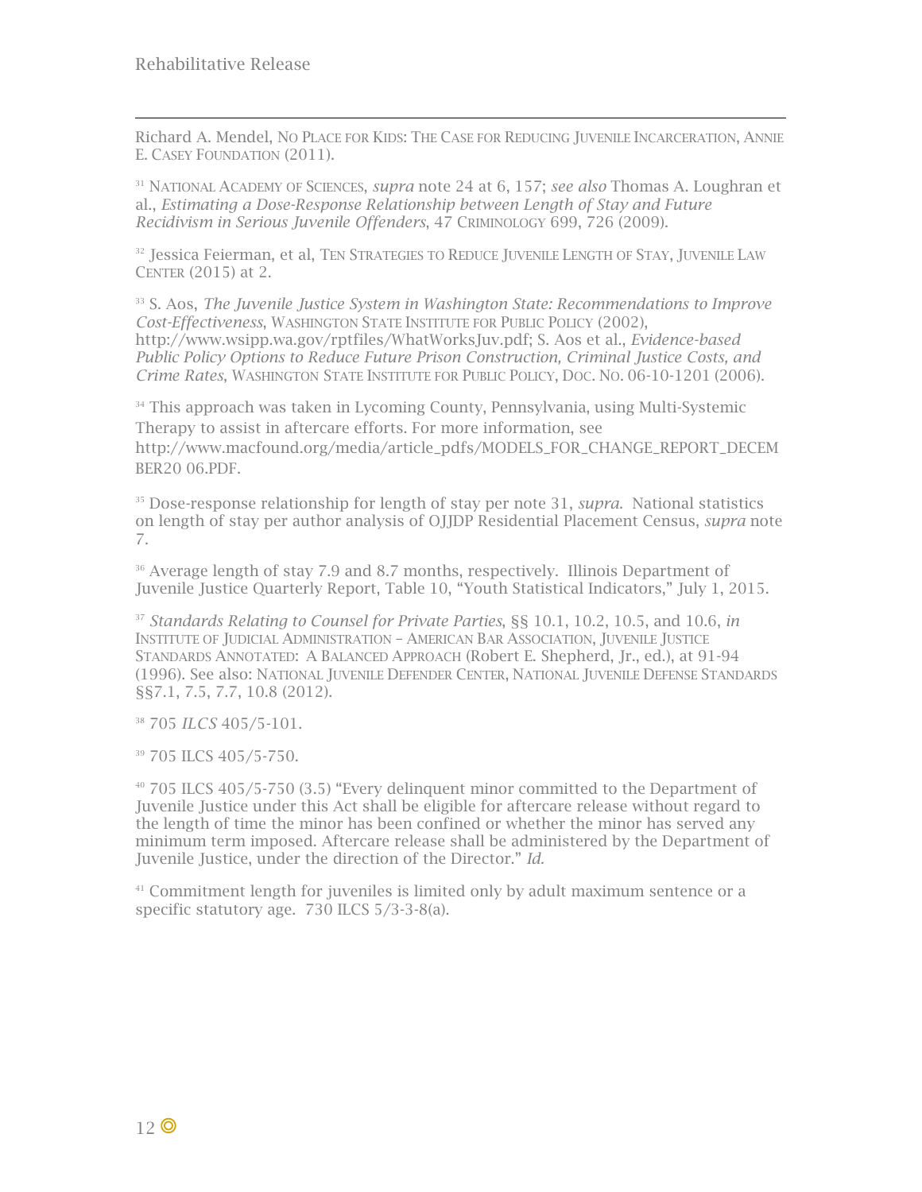Richard A. Mendel, NO PLACE FOR KIDS: THE CASE FOR REDUCING JUVENILE INCARCERATION, ANNIE E. CASEY FOUNDATION (2011).

[31] NATIONAL ACADEMY OF SCIENCES, *supra* note 24 at 6, 157; *see also* Thomas A. Loughran et al., *Estimating a Dose-Response Relationship between Length of Stay and Future Recidivism in Serious Juvenile Offenders*, 47 CRIMINOLOGY 699, 726 (2009).

[32] Jessica Feierman, et al, TEN STRATEGIES TO REDUCE JUVENILE LENGTH OF STAY, JUVENILE LAW CENTER (2015) at 2.

[33] S. Aos, *The Juvenile Justice System in Washington State: Recommendations to Improve Cost-Effectiveness*, WASHINGTON STATE INSTITUTE FOR PUBLIC POLICY (2002), http://www.wsipp.wa.gov/rptfiles/WhatWorksJuv.pdf; S. Aos et al., *Evidence-based Public Policy Options to Reduce Future Prison Construction, Criminal Justice Costs, and Crime Rates*, WASHINGTON STATE INSTITUTE FOR PUBLIC POLICY, DOC. NO. 06-10-1201 (2006).

[34] This approach was taken in Lycoming County, Pennsylvania, using Multi-Systemic Therapy to assist in aftercare efforts. For more information, see http://www.macfound.org/media/article_pdfs/MODELS_FOR_CHANGE_REPORT_DECEMBER20 06.PDF.

[35] Dose-response relationship for length of stay per note 31, *supra*. National statistics on length of stay per author analysis of OJJDP Residential Placement Census, *supra* note 7.

[36] Average length of stay 7.9 and 8.7 months, respectively. Illinois Department of Juvenile Justice Quarterly Report, Table 10, "Youth Statistical Indicators," July 1, 2015.

[37] *Standards Relating to Counsel for Private Parties*, §§ 10.1, 10.2, 10.5, and 10.6, *in* INSTITUTE OF JUDICIAL ADMINISTRATION – AMERICAN BAR ASSOCIATION, JUVENILE JUSTICE STANDARDS ANNOTATED: A BALANCED APPROACH (Robert E. Shepherd, Jr., ed.), at 91-94 (1996). See also: NATIONAL JUVENILE DEFENDER CENTER, NATIONAL JUVENILE DEFENSE STANDARDS §§7.1, 7.5, 7.7, 10.8 (2012).

[38] 705 *ILCS* 405/5-101.

[39] 705 ILCS 405/5-750.

[40] 705 ILCS 405/5-750 (3.5) "Every delinquent minor committed to the Department of Juvenile Justice under this Act shall be eligible for aftercare release without regard to the length of time the minor has been confined or whether the minor has served any minimum term imposed. Aftercare release shall be administered by the Department of Juvenile Justice, under the direction of the Director." *Id.*

[41] Commitment length for juveniles is limited only by adult maximum sentence or a specific statutory age. 730 ILCS 5/3-3-8(a).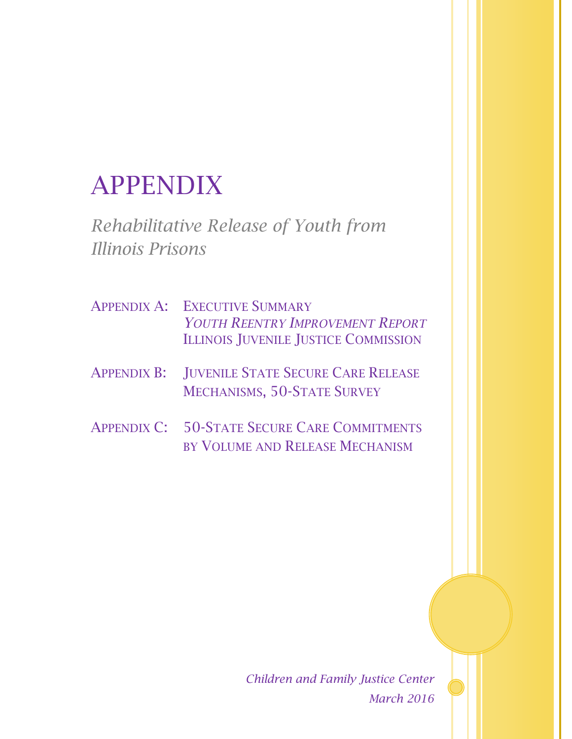# APPENDIX

*Rehabilitative Release of Youth from Illinois Prisons*

APPENDIX A: EXECUTIVE SUMMARY
*YOUTH REENTRY IMPROVEMENT REPORT*
ILLINOIS JUVENILE JUSTICE COMMISSION

APPENDIX B: JUVENILE STATE SECURE CARE RELEASE MECHANISMS, 50-STATE SURVEY

APPENDIX C: 50-STATE SECURE CARE COMMITMENTS BY VOLUME AND RELEASE MECHANISM

*Children and Family Justice Center*
*March 2016*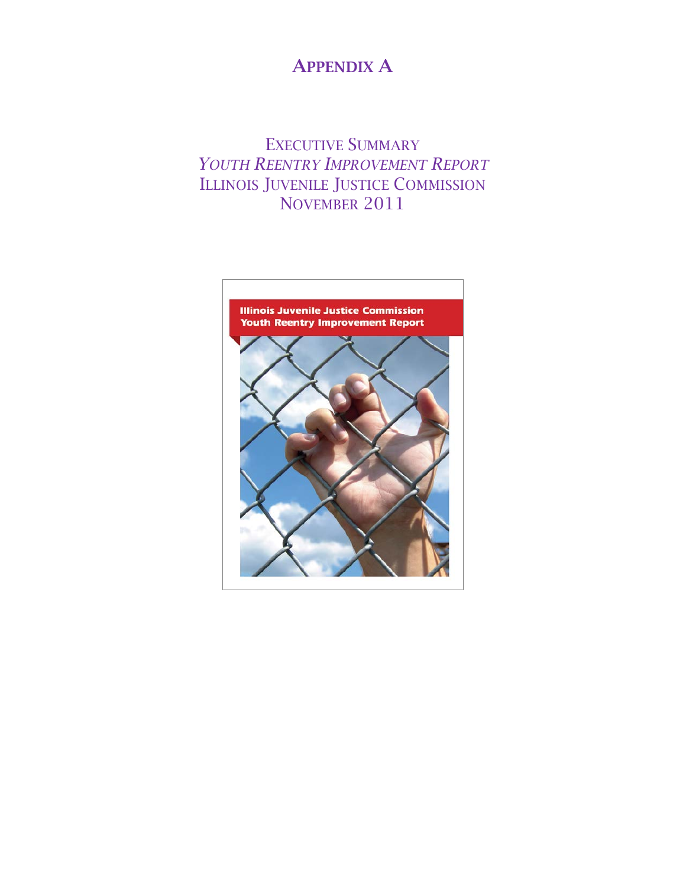# Appendix A

Executive Summary
*Youth Reentry Improvement Report*
Illinois Juvenile Justice Commission
November 2011

Illinois Juvenile Justice Commission
Youth Reentry Improvement Report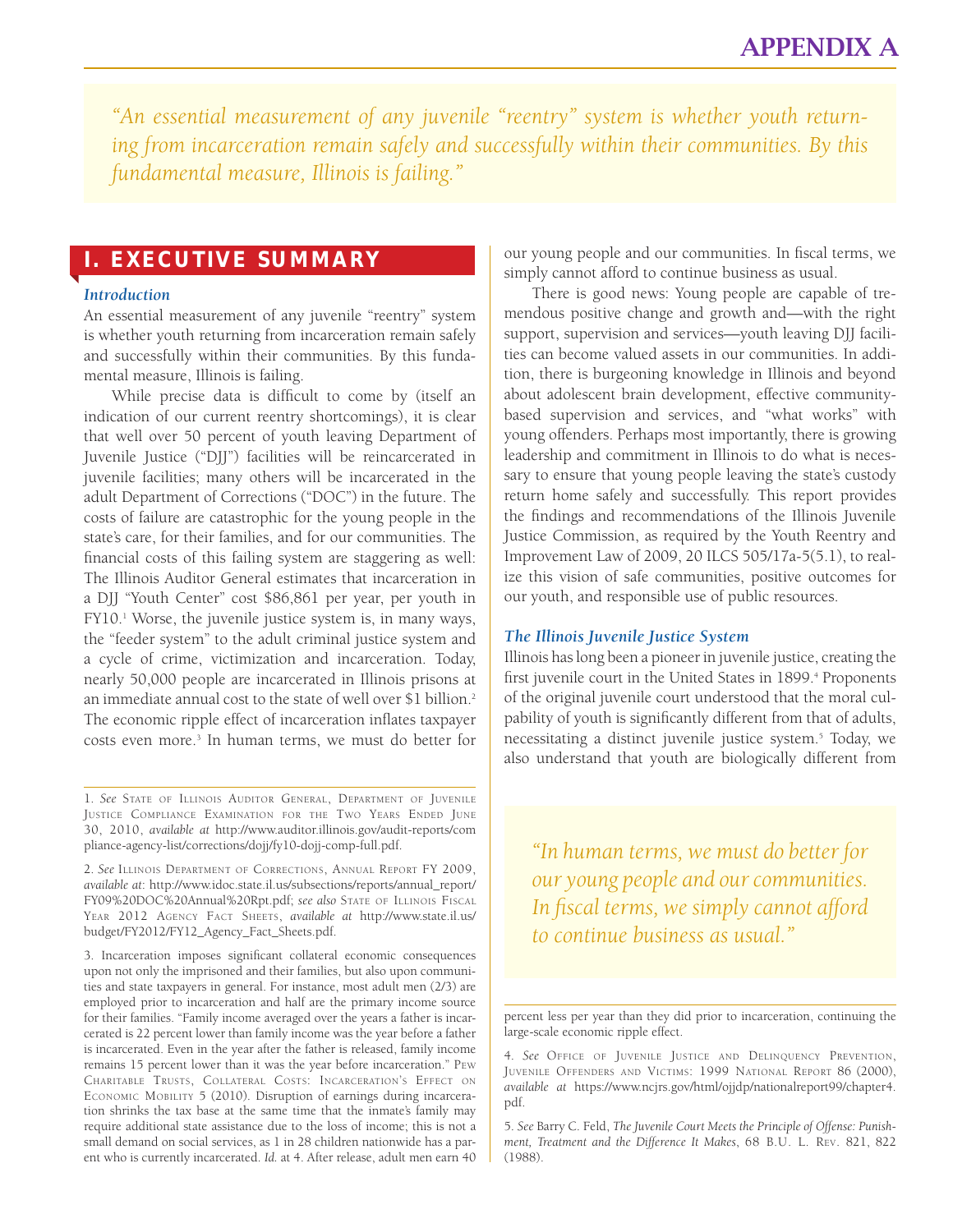# APPENDIX A

*"An essential measurement of any juvenile "reentry" system is whether youth returning from incarceration remain safely and successfully within their communities. By this fundamental measure, Illinois is failing."*

## I. EXECUTIVE SUMMARY

### *Introduction*

An essential measurement of any juvenile "reentry" system is whether youth returning from incarceration remain safely and successfully within their communities. By this fundamental measure, Illinois is failing.

While precise data is difficult to come by (itself an indication of our current reentry shortcomings), it is clear that well over 50 percent of youth leaving Department of Juvenile Justice ("DJJ") facilities will be reincarcerated in juvenile facilities; many others will be incarcerated in the adult Department of Corrections ("DOC") in the future. The costs of failure are catastrophic for the young people in the state's care, for their families, and for our communities. The financial costs of this failing system are staggering as well: The Illinois Auditor General estimates that incarceration in a DJJ "Youth Center" cost $86,861 per year, per youth in FY10.[1] Worse, the juvenile justice system is, in many ways, the "feeder system" to the adult criminal justice system and a cycle of crime, victimization and incarceration. Today, nearly 50,000 people are incarcerated in Illinois prisons at an immediate annual cost to the state of well over $1 billion.[2] The economic ripple effect of incarceration inflates taxpayer costs even more.[3] In human terms, we must do better for our young people and our communities. In fiscal terms, we simply cannot afford to continue business as usual.

There is good news: Young people are capable of tremendous positive change and growth and—with the right support, supervision and services—youth leaving DJJ facilities can become valued assets in our communities. In addition, there is burgeoning knowledge in Illinois and beyond about adolescent brain development, effective community-based supervision and services, and "what works" with young offenders. Perhaps most importantly, there is growing leadership and commitment in Illinois to do what is necessary to ensure that young people leaving the state's custody return home safely and successfully. This report provides the findings and recommendations of the Illinois Juvenile Justice Commission, as required by the Youth Reentry and Improvement Law of 2009, 20 ILCS 505/17a-5(5.1), to realize this vision of safe communities, positive outcomes for our youth, and responsible use of public resources.

### *The Illinois Juvenile Justice System*

Illinois has long been a pioneer in juvenile justice, creating the first juvenile court in the United States in 1899.[4] Proponents of the original juvenile court understood that the moral culpability of youth is significantly different from that of adults, necessitating a distinct juvenile justice system.[5] Today, we also understand that youth are biologically different from

*"In human terms, we must do better for our young people and our communities. In fiscal terms, we simply cannot afford to continue business as usual."*

---

1. *See* State of Illinois Auditor General, Department of Juvenile Justice Compliance Examination for the Two Years Ended June 30, 2010, *available at* http://www.auditor.illinois.gov/audit-reports/compliance-agency-list/corrections/dojj/fy10-dojj-comp-full.pdf.

2. *See* Illinois Department of Corrections, Annual Report FY 2009, *available at*: http://www.idoc.state.il.us/subsections/reports/annual_report/FY09%20DOC%20Annual%20Rpt.pdf; *see also* State of Illinois Fiscal Year 2012 Agency Fact Sheets, *available at* http://www.state.il.us/budget/FY2012/FY12_Agency_Fact_Sheets.pdf.

3. Incarceration imposes significant collateral economic consequences upon not only the imprisoned and their families, but also upon communities and state taxpayers in general. For instance, most adult men (2/3) are employed prior to incarceration and half are the primary income source for their families. "Family income averaged over the years a father is incarcerated is 22 percent lower than family income was the year before a father is incarcerated. Even in the year after the father is released, family income remains 15 percent lower than it was the year before incarceration." Pew Charitable Trusts, Collateral Costs: Incarceration's Effect on Economic Mobility 5 (2010). Disruption of earnings during incarceration shrinks the tax base at the same time that the inmate's family may require additional state assistance due to the loss of income; this is not a small demand on social services, as 1 in 28 children nationwide has a parent who is currently incarcerated. *Id.* at 4. After release, adult men earn 40 percent less per year than they did prior to incarceration, continuing the large-scale economic ripple effect.

4. *See* Office of Juvenile Justice and Delinquency Prevention, Juvenile Offenders and Victims: 1999 National Report 86 (2000), *available at* https://www.ncjrs.gov/html/ojjdp/nationalreport99/chapter4.pdf.

5. *See* Barry C. Feld, *The Juvenile Court Meets the Principle of Offense: Punishment, Treatment and the Difference It Makes*, 68 B.U. L. Rev. 821, 822 (1988).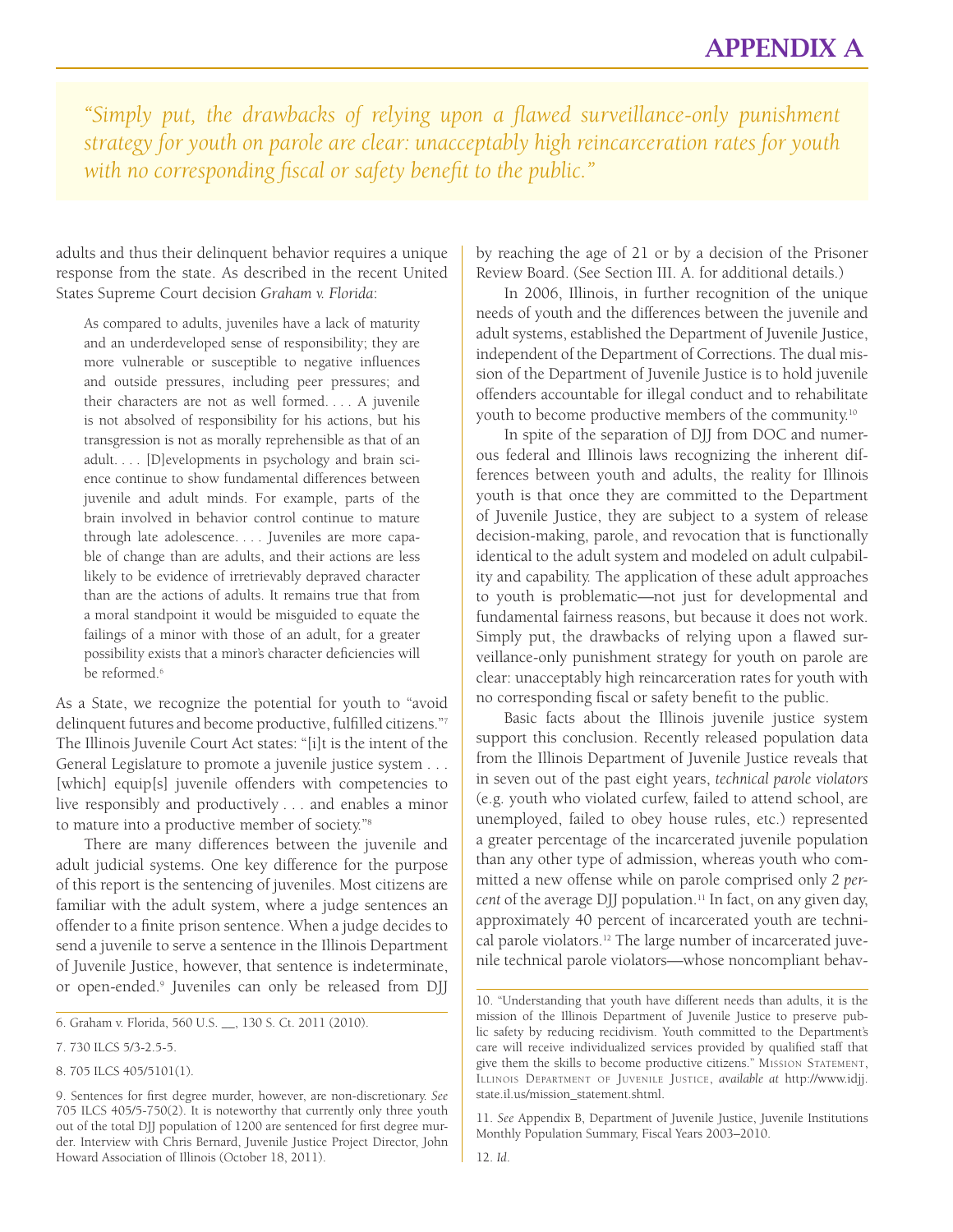*"Simply put, the drawbacks of relying upon a flawed surveillance-only punishment strategy for youth on parole are clear: unacceptably high reincarceration rates for youth with no corresponding fiscal or safety benefit to the public."*

adults and thus their delinquent behavior requires a unique response from the state. As described in the recent United States Supreme Court decision *Graham v. Florida*:

> As compared to adults, juveniles have a lack of maturity and an underdeveloped sense of responsibility; they are more vulnerable or susceptible to negative influences and outside pressures, including peer pressures; and their characters are not as well formed. . . . A juvenile is not absolved of responsibility for his actions, but his transgression is not as morally reprehensible as that of an adult. . . . [D]evelopments in psychology and brain science continue to show fundamental differences between juvenile and adult minds. For example, parts of the brain involved in behavior control continue to mature through late adolescence. . . . Juveniles are more capable of change than are adults, and their actions are less likely to be evidence of irretrievably depraved character than are the actions of adults. It remains true that from a moral standpoint it would be misguided to equate the failings of a minor with those of an adult, for a greater possibility exists that a minor's character deficiencies will be reformed.[6]

As a State, we recognize the potential for youth to "avoid delinquent futures and become productive, fulfilled citizens."[7] The Illinois Juvenile Court Act states: "[i]t is the intent of the General Legislature to promote a juvenile justice system . . . [which] equip[s] juvenile offenders with competencies to live responsibly and productively . . . and enables a minor to mature into a productive member of society."[8]

There are many differences between the juvenile and adult judicial systems. One key difference for the purpose of this report is the sentencing of juveniles. Most citizens are familiar with the adult system, where a judge sentences an offender to a finite prison sentence. When a judge decides to send a juvenile to serve a sentence in the Illinois Department of Juvenile Justice, however, that sentence is indeterminate, or open-ended.[9] Juveniles can only be released from DJJ by reaching the age of 21 or by a decision of the Prisoner Review Board. (See Section III. A. for additional details.)

In 2006, Illinois, in further recognition of the unique needs of youth and the differences between the juvenile and adult systems, established the Department of Juvenile Justice, independent of the Department of Corrections. The dual mission of the Department of Juvenile Justice is to hold juvenile offenders accountable for illegal conduct and to rehabilitate youth to become productive members of the community.[10]

In spite of the separation of DJJ from DOC and numerous federal and Illinois laws recognizing the inherent differences between youth and adults, the reality for Illinois youth is that once they are committed to the Department of Juvenile Justice, they are subject to a system of release decision-making, parole, and revocation that is functionally identical to the adult system and modeled on adult culpability and capability. The application of these adult approaches to youth is problematic—not just for developmental and fundamental fairness reasons, but because it does not work. Simply put, the drawbacks of relying upon a flawed surveillance-only punishment strategy for youth on parole are clear: unacceptably high reincarceration rates for youth with no corresponding fiscal or safety benefit to the public.

Basic facts about the Illinois juvenile justice system support this conclusion. Recently released population data from the Illinois Department of Juvenile Justice reveals that in seven out of the past eight years, *technical parole violators* (e.g. youth who violated curfew, failed to attend school, are unemployed, failed to obey house rules, etc.) represented a greater percentage of the incarcerated juvenile population than any other type of admission, whereas youth who committed a new offense while on parole comprised only *2 percent* of the average DJJ population.[11] In fact, on any given day, approximately 40 percent of incarcerated youth are technical parole violators.[12] The large number of incarcerated juvenile technical parole violators—whose noncompliant behav-

---

6. Graham v. Florida, 560 U.S. __, 130 S. Ct. 2011 (2010).

7. 730 ILCS 5/3-2.5-5.

8. 705 ILCS 405/5101(1).

9. Sentences for first degree murder, however, are non-discretionary. *See* 705 ILCS 405/5-750(2). It is noteworthy that currently only three youth out of the total DJJ population of 1200 are sentenced for first degree murder. Interview with Chris Bernard, Juvenile Justice Project Director, John Howard Association of Illinois (October 18, 2011).

10. "Understanding that youth have different needs than adults, it is the mission of the Illinois Department of Juvenile Justice to preserve public safety by reducing recidivism. Youth committed to the Department's care will receive individualized services provided by qualified staff that give them the skills to become productive citizens." Mission Statement, Illinois Department of Juvenile Justice, *available at* http://www.idjj.state.il.us/mission_statement.shtml.

11. *See* Appendix B, Department of Juvenile Justice, Juvenile Institutions Monthly Population Summary, Fiscal Years 2003–2010.

12. *Id.*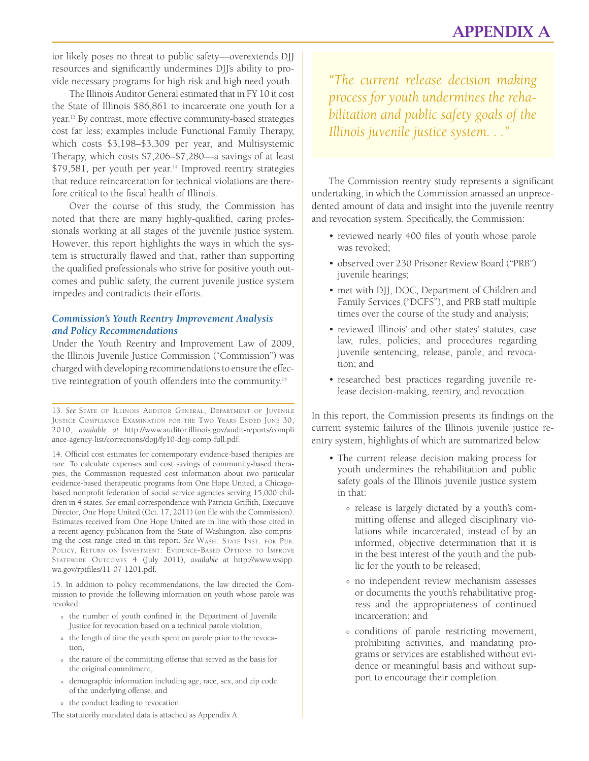ior likely poses no threat to public safety—overextends DJJ resources and significantly undermines DJJ's ability to provide necessary programs for high risk and high need youth.

The Illinois Auditor General estimated that in FY 10 it cost the State of Illinois $86,861 to incarcerate one youth for a year.[13] By contrast, more effective community-based strategies cost far less; examples include Functional Family Therapy, which costs $3,198–$3,309 per year, and Multisystemic Therapy, which costs $7,206–$7,280—a savings of at least $79,581, per youth per year.[14] Improved reentry strategies that reduce reincarceration for technical violations are therefore critical to the fiscal health of Illinois.

Over the course of this study, the Commission has noted that there are many highly-qualified, caring professionals working at all stages of the juvenile justice system. However, this report highlights the ways in which the system is structurally flawed and that, rather than supporting the qualified professionals who strive for positive youth outcomes and public safety, the current juvenile justice system impedes and contradicts their efforts.

### *Commission's Youth Reentry Improvement Analysis and Policy Recommendations*

Under the Youth Reentry and Improvement Law of 2009, the Illinois Juvenile Justice Commission ("Commission") was charged with developing recommendations to ensure the effective reintegration of youth offenders into the community.[15]

> *"The current release decision making process for youth undermines the rehabilitation and public safety goals of the Illinois juvenile justice system. . ."*

The Commission reentry study represents a significant undertaking, in which the Commission amassed an unprecedented amount of data and insight into the juvenile reentry and revocation system. Specifically, the Commission:

- reviewed nearly 400 files of youth whose parole was revoked;
- observed over 230 Prisoner Review Board ("PRB") juvenile hearings;
- met with DJJ, DOC, Department of Children and Family Services ("DCFS"), and PRB staff multiple times over the course of the study and analysis;
- reviewed Illinois' and other states' statutes, case law, rules, policies, and procedures regarding juvenile sentencing, release, parole, and revocation; and
- researched best practices regarding juvenile release decision-making, reentry, and revocation.

In this report, the Commission presents its findings on the current systemic failures of the Illinois juvenile justice reentry system, highlights of which are summarized below.

- The current release decision making process for youth undermines the rehabilitation and public safety goals of the Illinois juvenile justice system in that:
  - release is largely dictated by a youth's committing offense and alleged disciplinary violations while incarcerated, instead of by an informed, objective determination that it is in the best interest of the youth and the public for the youth to be released;
  - no independent review mechanism assesses or documents the youth's rehabilitative progress and the appropriateness of continued incarceration; and
  - conditions of parole restricting movement, prohibiting activities, and mandating programs or services are established without evidence or meaningful basis and without support to encourage their completion.

---

13. *See* State of Illinois Auditor General, Department of Juvenile Justice Compliance Examination for the Two Years Ended June 30, 2010, *available at* http://www.auditor.illinois.gov/audit-reports/compliance-agency-list/corrections/dojj/fy10-dojj-comp-full.pdf.

14. Official cost estimates for contemporary evidence-based therapies are rare. To calculate expenses and cost savings of community-based therapies, the Commission requested cost information about two particular evidence-based therapeutic programs from One Hope United, a Chicago-based nonprofit federation of social service agencies serving 15,000 children in 4 states. *See* email correspondence with Patricia Griffith, Executive Director, One Hope United (Oct. 17, 2011) (on file with the Commission). Estimates received from One Hope United are in line with those cited in a recent agency publication from the State of Washington, also comprising the cost range cited in this report. *See* Wash. State Inst. for Pub. Policy, Return on Investment: Evidence-Based Options to Improve Statewide Outcomes 4 (July 2011), *available at* http://www.wsipp.wa.gov/rptfiles/11-07-1201.pdf.

15. In addition to policy recommendations, the law directed the Commission to provide the following information on youth whose parole was revoked:

- the number of youth confined in the Department of Juvenile Justice for revocation based on a technical parole violation,
- the length of time the youth spent on parole prior to the revocation,
- the nature of the committing offense that served as the basis for the original commitment,
- demographic information including age, race, sex, and zip code of the underlying offense, and
- the conduct leading to revocation.

The statutorily mandated data is attached as Appendix A.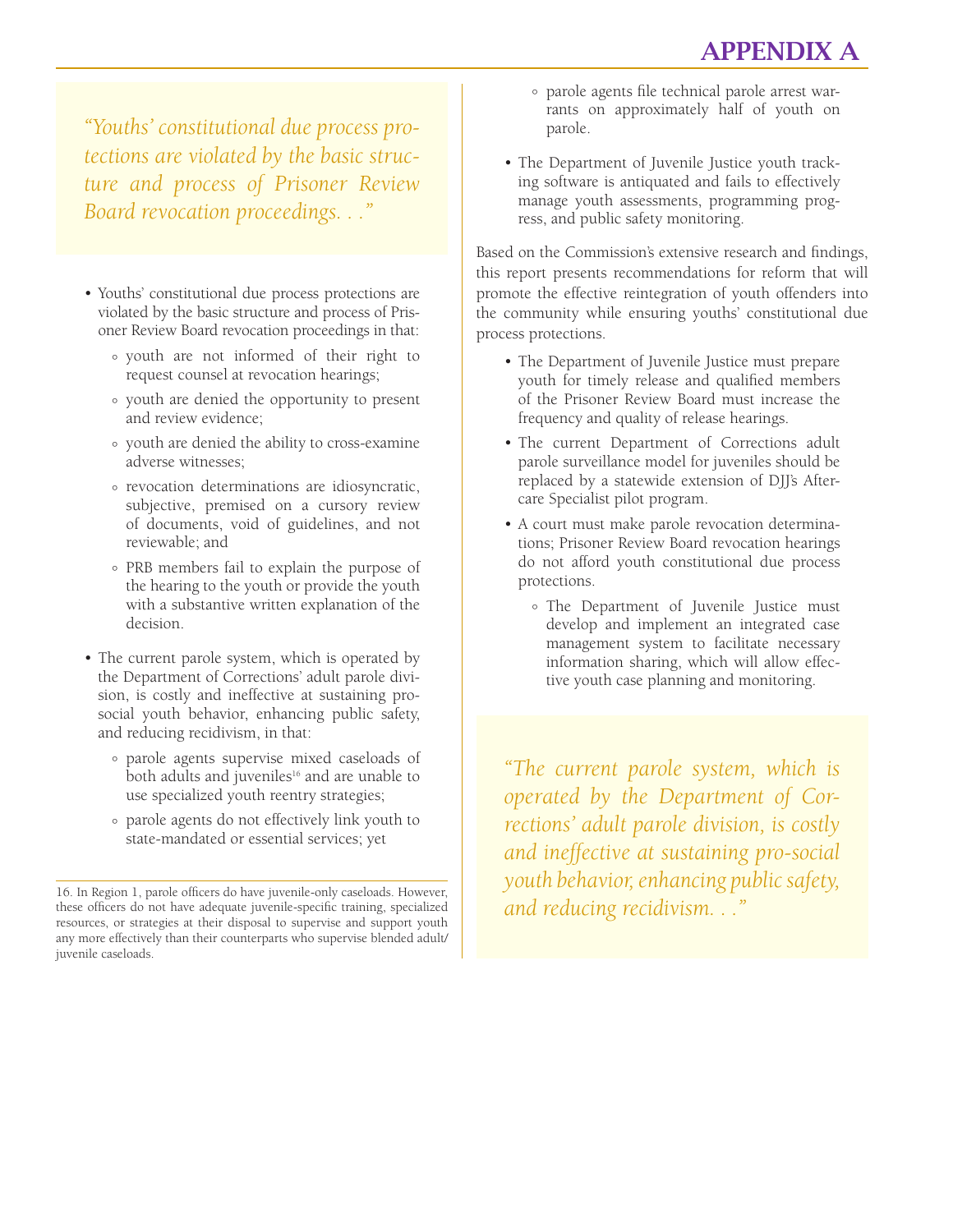# APPENDIX A

*"Youths' constitutional due process protections are violated by the basic structure and process of Prisoner Review Board revocation proceedings. . ."*

- Youths' constitutional due process protections are violated by the basic structure and process of Prisoner Review Board revocation proceedings in that:
  - youth are not informed of their right to request counsel at revocation hearings;
  - youth are denied the opportunity to present and review evidence;
  - youth are denied the ability to cross-examine adverse witnesses;
  - revocation determinations are idiosyncratic, subjective, premised on a cursory review of documents, void of guidelines, and not reviewable; and
  - PRB members fail to explain the purpose of the hearing to the youth or provide the youth with a substantive written explanation of the decision.
- The current parole system, which is operated by the Department of Corrections' adult parole division, is costly and ineffective at sustaining pro-social youth behavior, enhancing public safety, and reducing recidivism, in that:
  - parole agents supervise mixed caseloads of both adults and juveniles[16] and are unable to use specialized youth reentry strategies;
  - parole agents do not effectively link youth to state-mandated or essential services; yet
  - parole agents file technical parole arrest warrants on approximately half of youth on parole.
- The Department of Juvenile Justice youth tracking software is antiquated and fails to effectively manage youth assessments, programming progress, and public safety monitoring.

Based on the Commission's extensive research and findings, this report presents recommendations for reform that will promote the effective reintegration of youth offenders into the community while ensuring youths' constitutional due process protections.

- The Department of Juvenile Justice must prepare youth for timely release and qualified members of the Prisoner Review Board must increase the frequency and quality of release hearings.
- The current Department of Corrections adult parole surveillance model for juveniles should be replaced by a statewide extension of DJJ's Aftercare Specialist pilot program.
- A court must make parole revocation determinations; Prisoner Review Board revocation hearings do not afford youth constitutional due process protections.
  - The Department of Juvenile Justice must develop and implement an integrated case management system to facilitate necessary information sharing, which will allow effective youth case planning and monitoring.

*"The current parole system, which is operated by the Department of Corrections' adult parole division, is costly and ineffective at sustaining pro-social youth behavior, enhancing public safety, and reducing recidivism. . ."*

16. In Region 1, parole officers do have juvenile-only caseloads. However, these officers do not have adequate juvenile-specific training, specialized resources, or strategies at their disposal to supervise and support youth any more effectively than their counterparts who supervise blended adult/juvenile caseloads.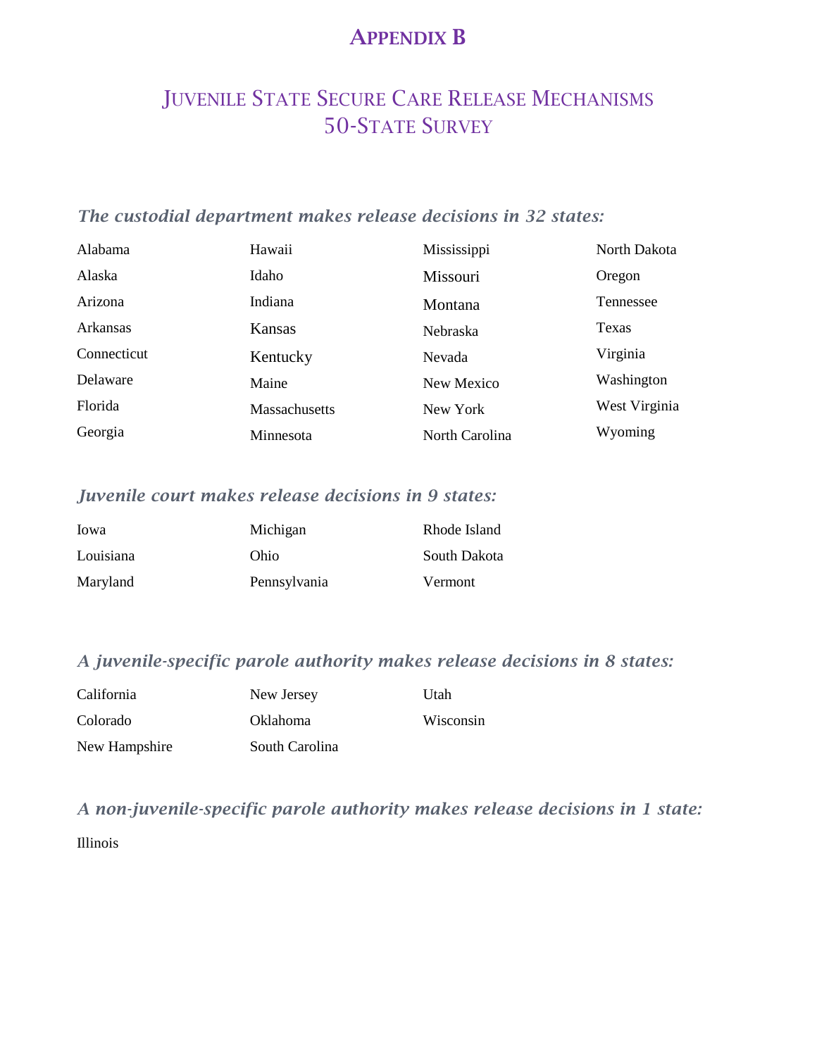# Appendix B

## Juvenile State Secure Care Release Mechanisms 50-State Survey

### *The custodial department makes release decisions in 32 states:*

- Alabama
- Alaska
- Arizona
- Arkansas
- Connecticut
- Delaware
- Florida
- Georgia
- Hawaii
- Idaho
- Indiana
- Kansas
- Kentucky
- Maine
- Massachusetts
- Minnesota
- Mississippi
- Missouri
- Montana
- Nebraska
- Nevada
- New Mexico
- New York
- North Carolina
- North Dakota
- Oregon
- Tennessee
- Texas
- Virginia
- Washington
- West Virginia
- Wyoming

### *Juvenile court makes release decisions in 9 states:*

- Iowa
- Louisiana
- Maryland
- Michigan
- Ohio
- Pennsylvania
- Rhode Island
- South Dakota
- Vermont

### *A juvenile-specific parole authority makes release decisions in 8 states:*

- California
- Colorado
- New Hampshire
- New Jersey
- Oklahoma
- South Carolina
- Utah
- Wisconsin

### *A non-juvenile-specific parole authority makes release decisions in 1 state:*

- Illinois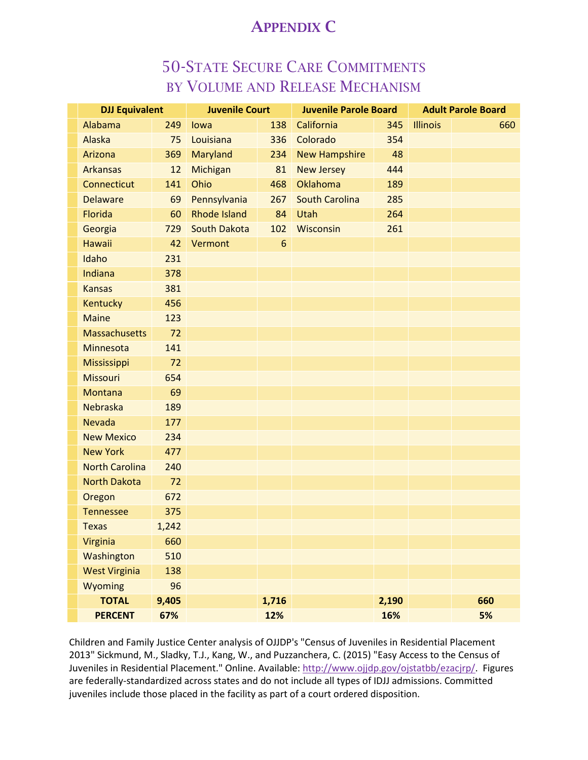# Appendix C

## 50-State Secure Care Commitments by Volume and Release Mechanism

| DJJ Equivalent | | Juvenile Court | | Juvenile Parole Board | | Adult Parole Board | |
|---|---|---|---|---|---|---|---|
| Alabama | 249 | Iowa | 138 | California | 345 | Illinois | 660 |
| Alaska | 75 | Louisiana | 336 | Colorado | 354 | | |
| Arizona | 369 | Maryland | 234 | New Hampshire | 48 | | |
| Arkansas | 12 | Michigan | 81 | New Jersey | 444 | | |
| Connecticut | 141 | Ohio | 468 | Oklahoma | 189 | | |
| Delaware | 69 | Pennsylvania | 267 | South Carolina | 285 | | |
| Florida | 60 | Rhode Island | 84 | Utah | 264 | | |
| Georgia | 729 | South Dakota | 102 | Wisconsin | 261 | | |
| Hawaii | 42 | Vermont | 6 | | | | |
| Idaho | 231 | | | | | | |
| Indiana | 378 | | | | | | |
| Kansas | 381 | | | | | | |
| Kentucky | 456 | | | | | | |
| Maine | 123 | | | | | | |
| Massachusetts | 72 | | | | | | |
| Minnesota | 141 | | | | | | |
| Mississippi | 72 | | | | | | |
| Missouri | 654 | | | | | | |
| Montana | 69 | | | | | | |
| Nebraska | 189 | | | | | | |
| Nevada | 177 | | | | | | |
| New Mexico | 234 | | | | | | |
| New York | 477 | | | | | | |
| North Carolina | 240 | | | | | | |
| North Dakota | 72 | | | | | | |
| Oregon | 672 | | | | | | |
| Tennessee | 375 | | | | | | |
| Texas | 1,242 | | | | | | |
| Virginia | 660 | | | | | | |
| Washington | 510 | | | | | | |
| West Virginia | 138 | | | | | | |
| Wyoming | 96 | | | | | | |
| **TOTAL** | **9,405** | | **1,716** | | **2,190** | | **660** |
| **PERCENT** | **67%** | | **12%** | | **16%** | | **5%** |

Children and Family Justice Center analysis of OJJDP's "Census of Juveniles in Residential Placement 2013" Sickmund, M., Sladky, T.J., Kang, W., and Puzzanchera, C. (2015) "Easy Access to the Census of Juveniles in Residential Placement." Online. Available: http://www.ojjdp.gov/ojstatbb/ezacjrp/. Figures are federally-standardized across states and do not include all types of IDJJ admissions. Committed juveniles include those placed in the facility as part of a court ordered disposition.